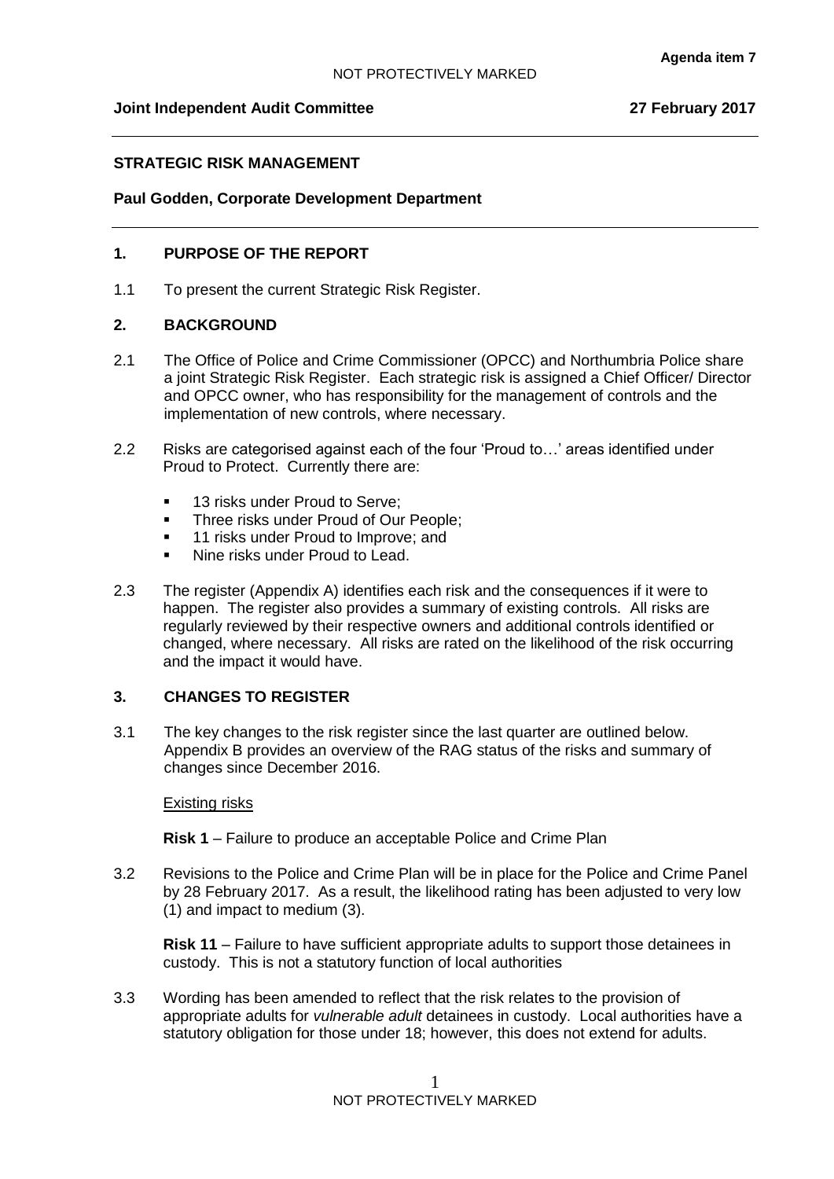**Agenda item 7**

**Joint Independent Audit Committee** **27 February 2017**

---

**STRATEGIC RISK MANAGEMENT**

**Paul Godden, Corporate Development Department**

---

## 1. PURPOSE OF THE REPORT

1.1 To present the current Strategic Risk Register.

## 2. BACKGROUND

2.1 The Office of Police and Crime Commissioner (OPCC) and Northumbria Police share a joint Strategic Risk Register. Each strategic risk is assigned a Chief Officer/ Director and OPCC owner, who has responsibility for the management of controls and the implementation of new controls, where necessary.

2.2 Risks are categorised against each of the four 'Proud to…' areas identified under Proud to Protect. Currently there are:

- 13 risks under Proud to Serve;
- Three risks under Proud of Our People;
- 11 risks under Proud to Improve; and
- Nine risks under Proud to Lead.

2.3 The register (Appendix A) identifies each risk and the consequences if it were to happen. The register also provides a summary of existing controls. All risks are regularly reviewed by their respective owners and additional controls identified or changed, where necessary. All risks are rated on the likelihood of the risk occurring and the impact it would have.

## 3. CHANGES TO REGISTER

3.1 The key changes to the risk register since the last quarter are outlined below. Appendix B provides an overview of the RAG status of the risks and summary of changes since December 2016.

<u>Existing risks</u>

**Risk 1** – Failure to produce an acceptable Police and Crime Plan

3.2 Revisions to the Police and Crime Plan will be in place for the Police and Crime Panel by 28 February 2017. As a result, the likelihood rating has been adjusted to very low (1) and impact to medium (3).

**Risk 11** – Failure to have sufficient appropriate adults to support those detainees in custody. This is not a statutory function of local authorities

3.3 Wording has been amended to reflect that the risk relates to the provision of appropriate adults for *vulnerable adult* detainees in custody. Local authorities have a statutory obligation for those under 18; however, this does not extend for adults.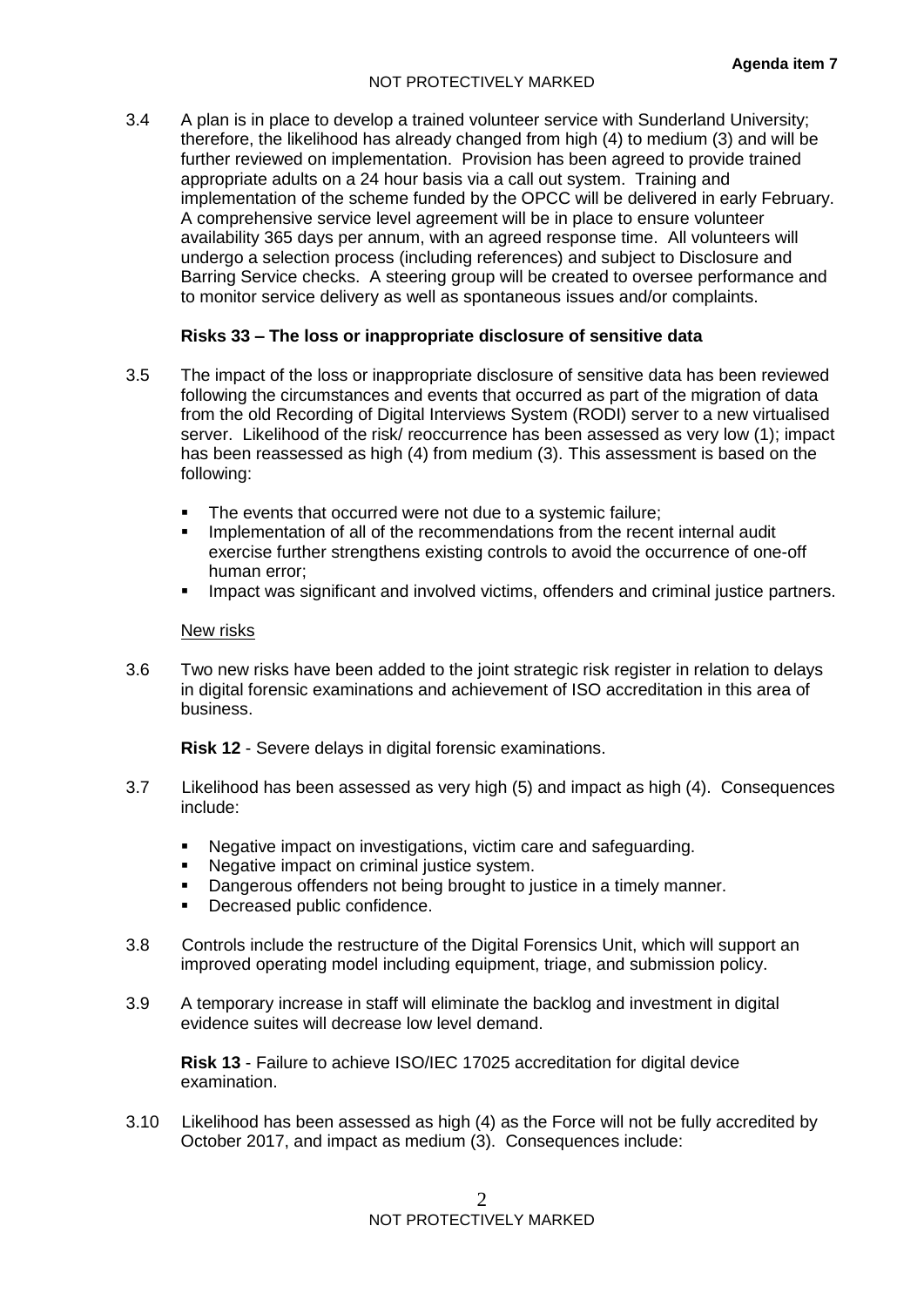3.4 A plan is in place to develop a trained volunteer service with Sunderland University; therefore, the likelihood has already changed from high (4) to medium (3) and will be further reviewed on implementation. Provision has been agreed to provide trained appropriate adults on a 24 hour basis via a call out system. Training and implementation of the scheme funded by the OPCC will be delivered in early February. A comprehensive service level agreement will be in place to ensure volunteer availability 365 days per annum, with an agreed response time. All volunteers will undergo a selection process (including references) and subject to Disclosure and Barring Service checks. A steering group will be created to oversee performance and to monitor service delivery as well as spontaneous issues and/or complaints.

**Risks 33 – The loss or inappropriate disclosure of sensitive data**

3.5 The impact of the loss or inappropriate disclosure of sensitive data has been reviewed following the circumstances and events that occurred as part of the migration of data from the old Recording of Digital Interviews System (RODI) server to a new virtualised server. Likelihood of the risk/ reoccurrence has been assessed as very low (1); impact has been reassessed as high (4) from medium (3). This assessment is based on the following:

- The events that occurred were not due to a systemic failure;
- Implementation of all of the recommendations from the recent internal audit exercise further strengthens existing controls to avoid the occurrence of one-off human error;
- Impact was significant and involved victims, offenders and criminal justice partners.

<u>New risks</u>

3.6 Two new risks have been added to the joint strategic risk register in relation to delays in digital forensic examinations and achievement of ISO accreditation in this area of business.

**Risk 12** - Severe delays in digital forensic examinations.

3.7 Likelihood has been assessed as very high (5) and impact as high (4). Consequences include:

- Negative impact on investigations, victim care and safeguarding.
- Negative impact on criminal justice system.
- Dangerous offenders not being brought to justice in a timely manner.
- Decreased public confidence.

3.8 Controls include the restructure of the Digital Forensics Unit, which will support an improved operating model including equipment, triage, and submission policy.

3.9 A temporary increase in staff will eliminate the backlog and investment in digital evidence suites will decrease low level demand.

**Risk 13** - Failure to achieve ISO/IEC 17025 accreditation for digital device examination.

3.10 Likelihood has been assessed as high (4) as the Force will not be fully accredited by October 2017, and impact as medium (3). Consequences include: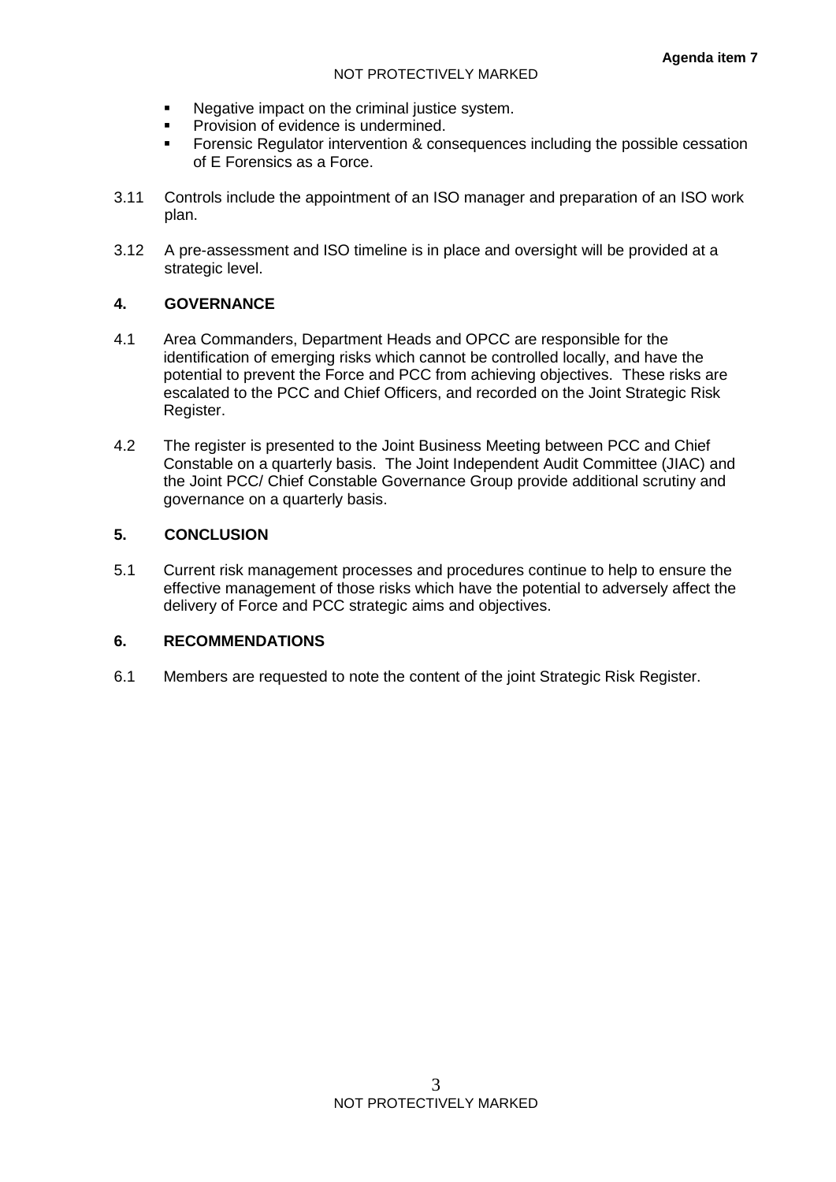- Negative impact on the criminal justice system.
- Provision of evidence is undermined.
- Forensic Regulator intervention & consequences including the possible cessation of E Forensics as a Force.

3.11 Controls include the appointment of an ISO manager and preparation of an ISO work plan.

3.12 A pre-assessment and ISO timeline is in place and oversight will be provided at a strategic level.

## 4. GOVERNANCE

4.1 Area Commanders, Department Heads and OPCC are responsible for the identification of emerging risks which cannot be controlled locally, and have the potential to prevent the Force and PCC from achieving objectives. These risks are escalated to the PCC and Chief Officers, and recorded on the Joint Strategic Risk Register.

4.2 The register is presented to the Joint Business Meeting between PCC and Chief Constable on a quarterly basis. The Joint Independent Audit Committee (JIAC) and the Joint PCC/ Chief Constable Governance Group provide additional scrutiny and governance on a quarterly basis.

## 5. CONCLUSION

5.1 Current risk management processes and procedures continue to help to ensure the effective management of those risks which have the potential to adversely affect the delivery of Force and PCC strategic aims and objectives.

## 6. RECOMMENDATIONS

6.1 Members are requested to note the content of the joint Strategic Risk Register.